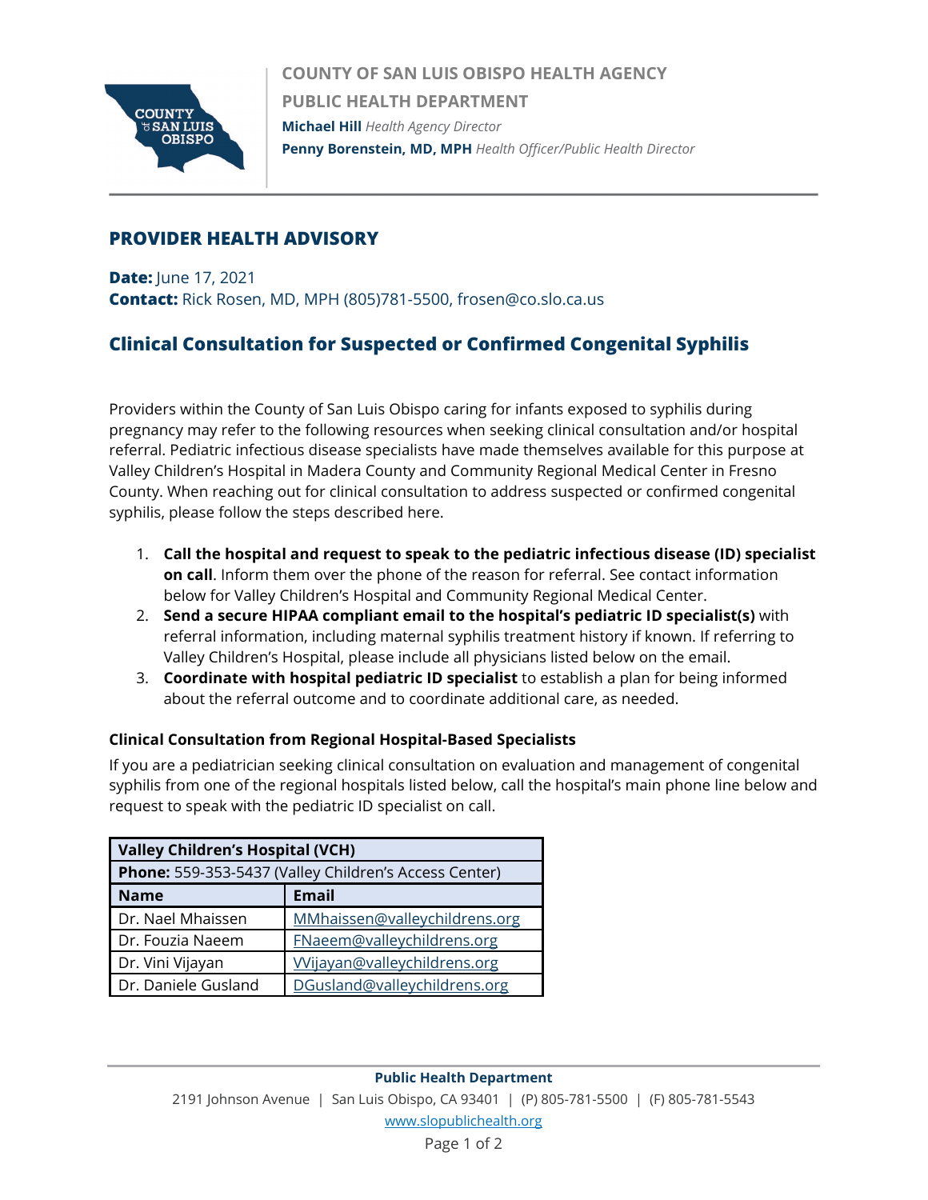**COUNTY OF SAN LUIS OBISPO HEALTH AGENCY**
**PUBLIC HEALTH DEPARTMENT**
**Michael Hill** *Health Agency Director*
**Penny Borenstein, MD, MPH** *Health Officer/Public Health Director*

## PROVIDER HEALTH ADVISORY

**Date:** June 17, 2021
**Contact:** Rick Rosen, MD, MPH (805)781-5500, frosen@co.slo.ca.us

## Clinical Consultation for Suspected or Confirmed Congenital Syphilis

Providers within the County of San Luis Obispo caring for infants exposed to syphilis during pregnancy may refer to the following resources when seeking clinical consultation and/or hospital referral. Pediatric infectious disease specialists have made themselves available for this purpose at Valley Children's Hospital in Madera County and Community Regional Medical Center in Fresno County. When reaching out for clinical consultation to address suspected or confirmed congenital syphilis, please follow the steps described here.

1. **Call the hospital and request to speak to the pediatric infectious disease (ID) specialist on call**. Inform them over the phone of the reason for referral. See contact information below for Valley Children's Hospital and Community Regional Medical Center.
2. **Send a secure HIPAA compliant email to the hospital's pediatric ID specialist(s)** with referral information, including maternal syphilis treatment history if known. If referring to Valley Children's Hospital, please include all physicians listed below on the email.
3. **Coordinate with hospital pediatric ID specialist** to establish a plan for being informed about the referral outcome and to coordinate additional care, as needed.

### Clinical Consultation from Regional Hospital-Based Specialists

If you are a pediatrician seeking clinical consultation on evaluation and management of congenital syphilis from one of the regional hospitals listed below, call the hospital's main phone line below and request to speak with the pediatric ID specialist on call.

| **Valley Children's Hospital (VCH)** | |
|---|---|
| **Phone:** 559-353-5437 (Valley Children's Access Center) | |
| **Name** | **Email** |
| Dr. Nael Mhaissen | MMhaissen@valleychildrens.org |
| Dr. Fouzia Naeem | FNaeem@valleychildrens.org |
| Dr. Vini Vijayan | VVijayan@valleychildrens.org |
| Dr. Daniele Gusland | DGusland@valleychildrens.org |

**Public Health Department**
2191 Johnson Avenue | San Luis Obispo, CA 93401 | (P) 805-781-5500 | (F) 805-781-5543
www.slopublichealth.org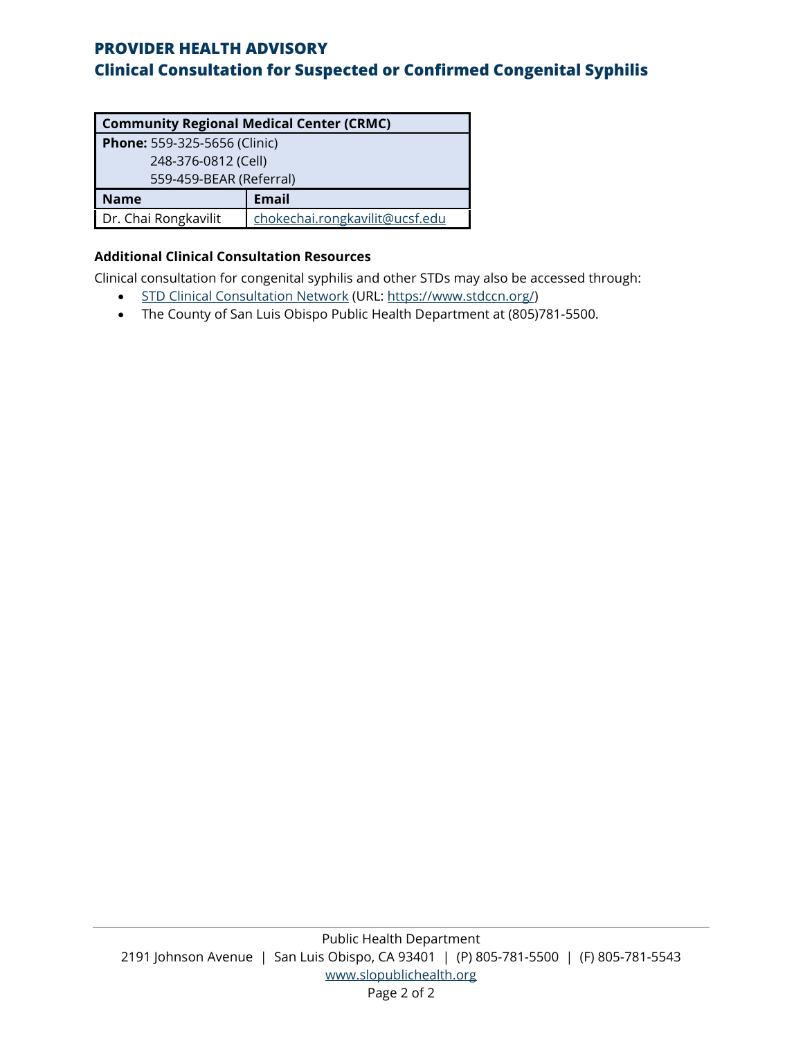## PROVIDER HEALTH ADVISORY

## Clinical Consultation for Suspected or Confirmed Congenital Syphilis

| **Community Regional Medical Center (CRMC)** | |
|---|---|
| **Phone:** 559-325-5656 (Clinic)<br>248-376-0812 (Cell)<br>559-459-BEAR (Referral) | |
| **Name** | **Email** |
| Dr. Chai Rongkavilit | chokechai.rongkavilit@ucsf.edu |

**Additional Clinical Consultation Resources**

Clinical consultation for congenital syphilis and other STDs may also be accessed through:

- STD Clinical Consultation Network (URL: https://www.stdccn.org/)
- The County of San Luis Obispo Public Health Department at (805)781-5500.

Public Health Department
2191 Johnson Avenue | San Luis Obispo, CA 93401 | (P) 805-781-5500 | (F) 805-781-5543
www.slopublichealth.org